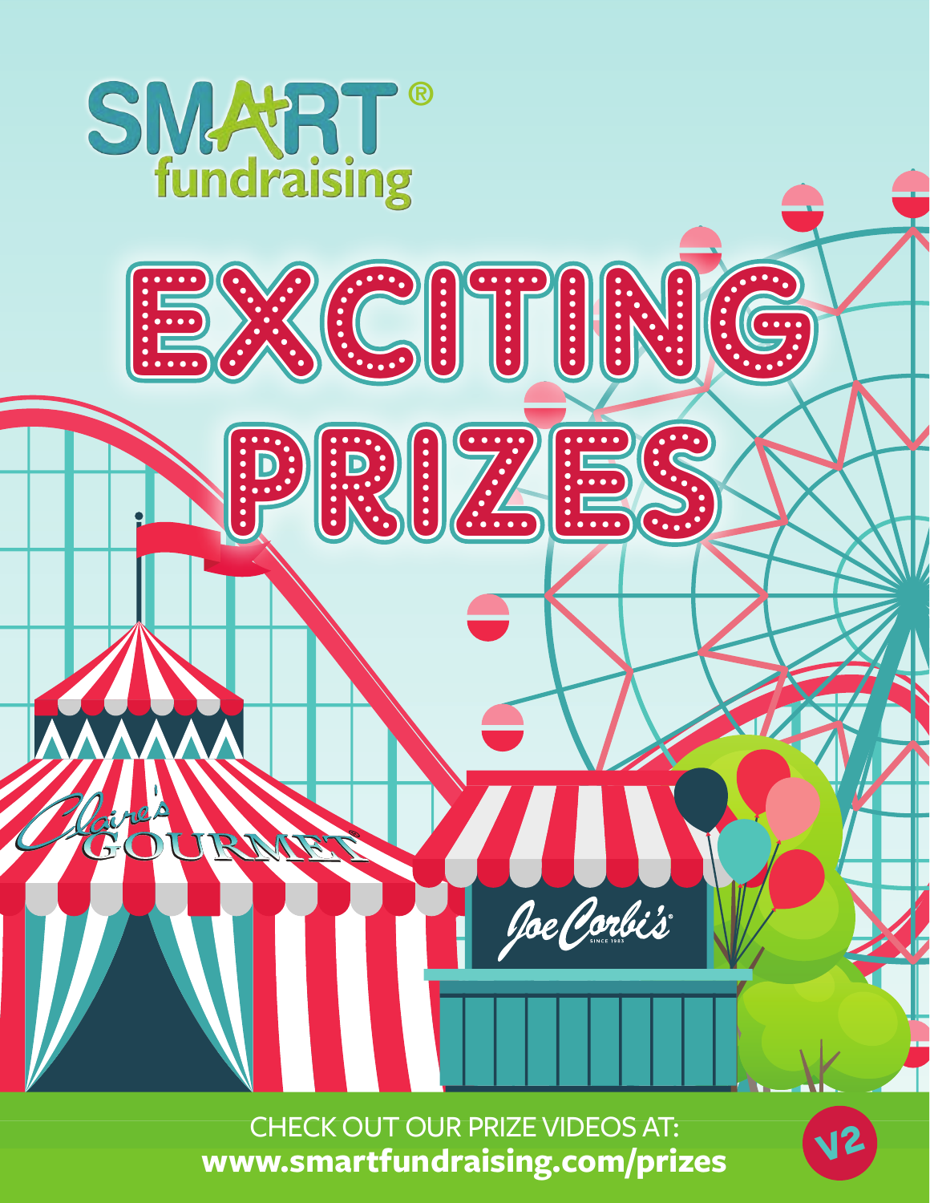# SMART® fundraising

# EXCITING PRIZES

Claire's GOURMET

Joe Corbi's SINCE 1983

CHECK OUT OUR PRIZE VIDEOS AT:
**www.smartfundraising.com/prizes**

V2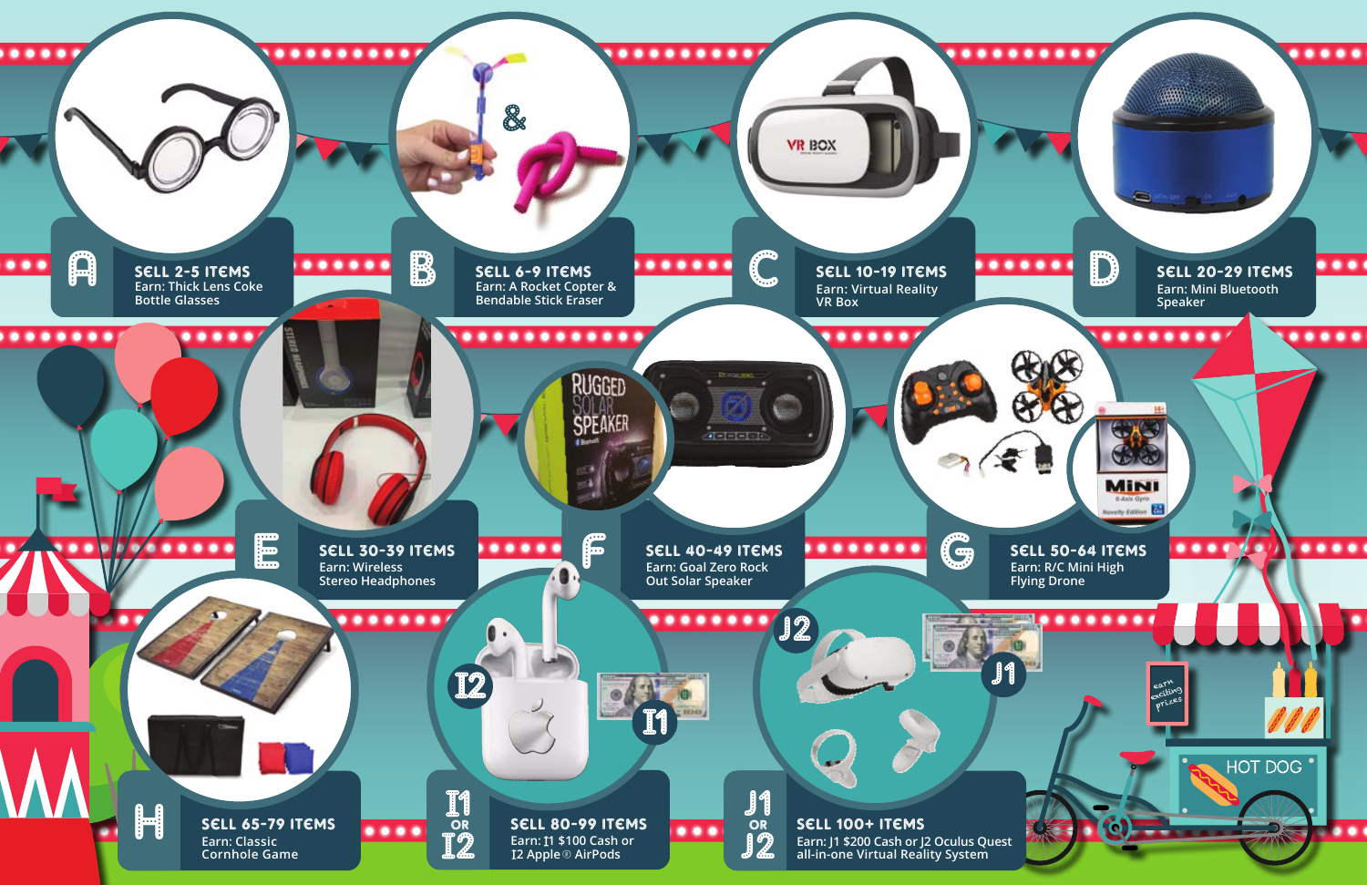**A** — **SELL 2-5 ITEMS**
Earn: Thick Lens Coke Bottle Glasses

**B** — **SELL 6-9 ITEMS**
Earn: A Rocket Copter & Bendable Stick Eraser

**C** — **SELL 10-19 ITEMS**
Earn: Virtual Reality VR Box

**D** — **SELL 20-29 ITEMS**
Earn: Mini Bluetooth Speaker

**E** — **SELL 30-39 ITEMS**
Earn: Wireless Stereo Headphones

**F** — **SELL 40-49 ITEMS**
Earn: Goal Zero Rock Out Solar Speaker

**G** — **SELL 50-64 ITEMS**
Earn: R/C Mini High Flying Drone

**H** — **SELL 65-79 ITEMS**
Earn: Classic Cornhole Game

**I1 OR I2** — **SELL 80-99 ITEMS**
Earn: I1 $100 Cash or I2 Apple® AirPods

**J1 OR J2** — **SELL 100+ ITEMS**
Earn: J1 $200 Cash or J2 Oculus Quest all-in-one Virtual Reality System

earn exciting prizes

HOT DOG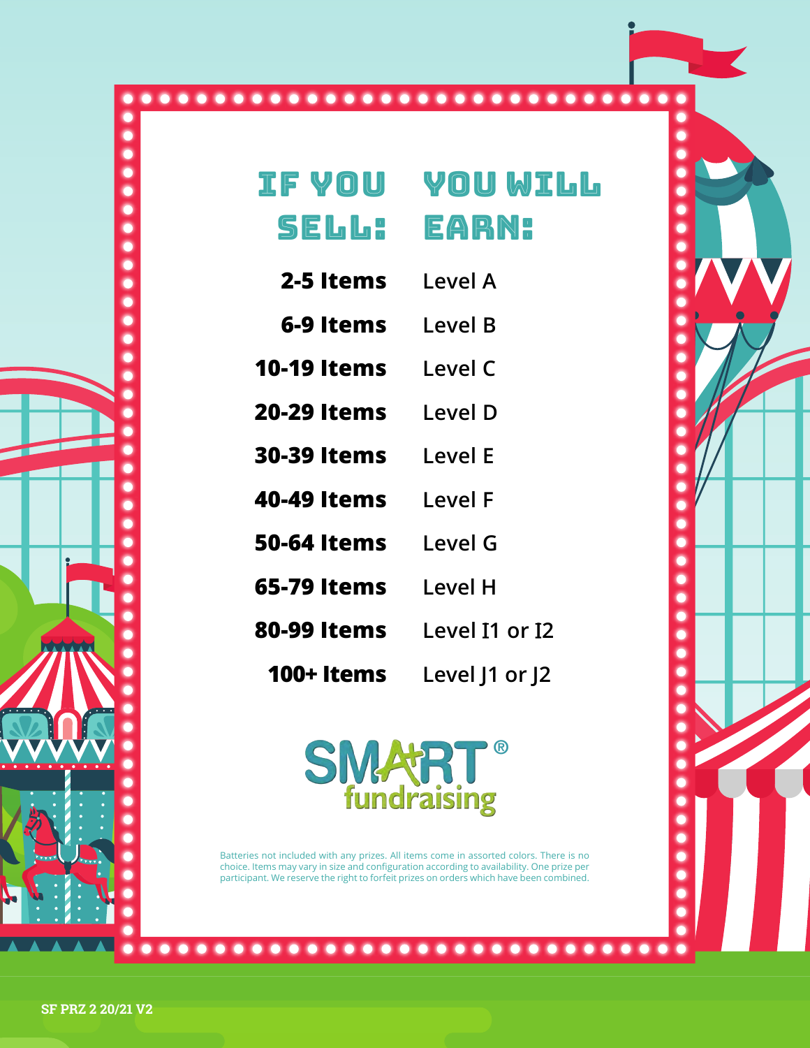| IF YOU SELL: | YOU WILL EARN: |
|---|---|
| **2-5 Items** | Level A |
| **6-9 Items** | Level B |
| **10-19 Items** | Level C |
| **20-29 Items** | Level D |
| **30-39 Items** | Level E |
| **40-49 Items** | Level F |
| **50-64 Items** | Level G |
| **65-79 Items** | Level H |
| **80-99 Items** | Level I1 or I2 |
| **100+ Items** | Level J1 or J2 |

SMART® fundraising

Batteries not included with any prizes. All items come in assorted colors. There is no choice. Items may vary in size and configuration according to availability. One prize per participant. We reserve the right to forfeit prizes on orders which have been combined.

SF PRZ 2 20/21 V2